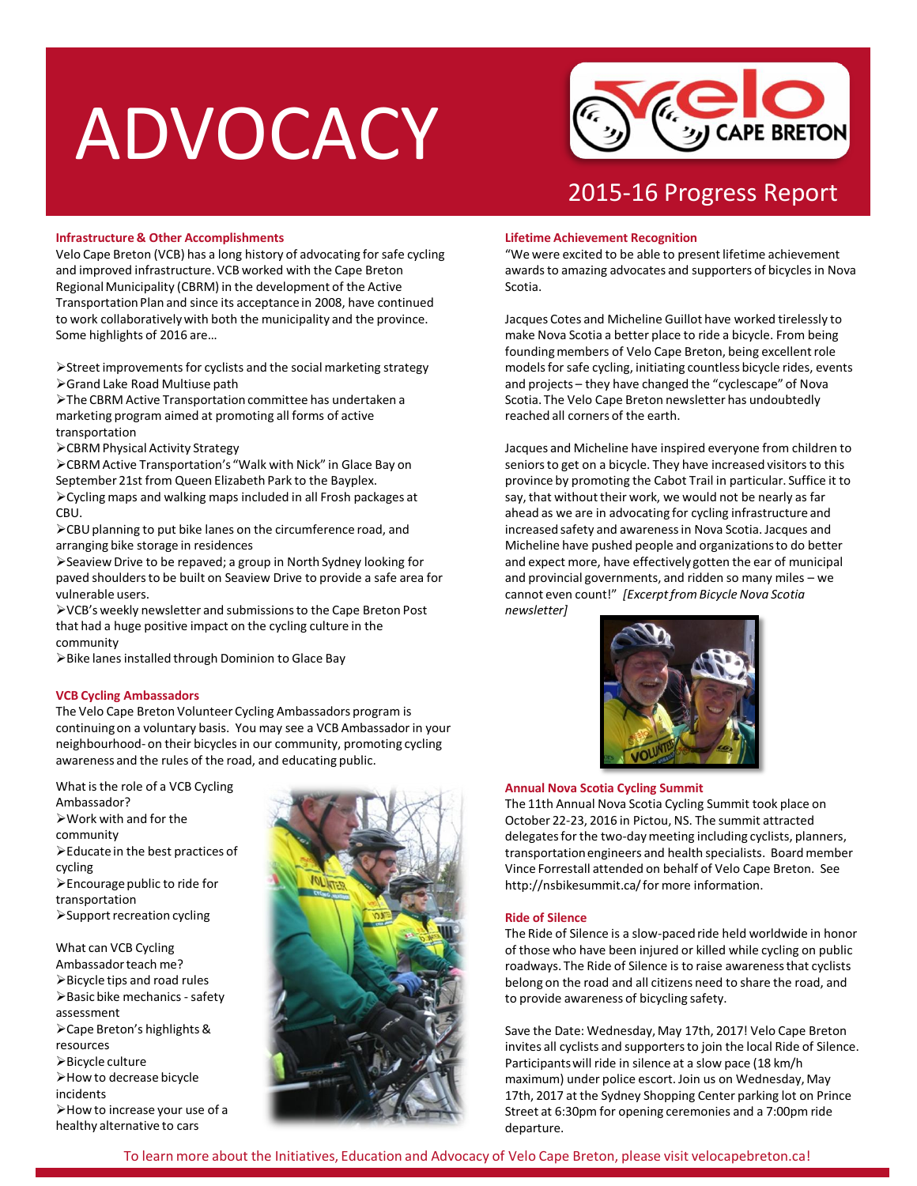# ADVOCACY

Velo Cape Breton

2015-16 Progress Report

### Infrastructure & Other Accomplishments

Velo Cape Breton (VCB) has a long history of advocating for safe cycling and improved infrastructure. VCB worked with the Cape Breton Regional Municipality (CBRM) in the development of the Active Transportation Plan and since its acceptance in 2008, have continued to work collaboratively with both the municipality and the province. Some highlights of 2016 are…

- Street improvements for cyclists and the social marketing strategy
- Grand Lake Road Multiuse path
- The CBRM Active Transportation committee has undertaken a marketing program aimed at promoting all forms of active transportation
- CBRM Physical Activity Strategy
- CBRM Active Transportation's "Walk with Nick" in Glace Bay on September 21st from Queen Elizabeth Park to the Bayplex.
- Cycling maps and walking maps included in all Frosh packages at CBU.
- CBU planning to put bike lanes on the circumference road, and arranging bike storage in residences
- Seaview Drive to be repaved; a group in North Sydney looking for paved shoulders to be built on Seaview Drive to provide a safe area for vulnerable users.
- VCB's weekly newsletter and submissions to the Cape Breton Post that had a huge positive impact on the cycling culture in the community
- Bike lanes installed through Dominion to Glace Bay

### VCB Cycling Ambassadors

The Velo Cape Breton Volunteer Cycling Ambassadors program is continuing on a voluntary basis. You may see a VCB Ambassador in your neighbourhood- on their bicycles in our community, promoting cycling awareness and the rules of the road, and educating public.

What is the role of a VCB Cycling Ambassador?

- Work with and for the community
- Educate in the best practices of cycling
- Encourage public to ride for transportation
- Support recreation cycling

What can VCB Cycling Ambassador teach me?

- Bicycle tips and road rules
- Basic bike mechanics - safety assessment
- Cape Breton's highlights & resources
- Bicycle culture
- How to decrease bicycle incidents
- How to increase your use of a healthy alternative to cars

### Lifetime Achievement Recognition

"We were excited to be able to present lifetime achievement awards to amazing advocates and supporters of bicycles in Nova Scotia.

Jacques Cotes and Micheline Guillot have worked tirelessly to make Nova Scotia a better place to ride a bicycle. From being founding members of Velo Cape Breton, being excellent role models for safe cycling, initiating countless bicycle rides, events and projects – they have changed the "cyclescape" of Nova Scotia. The Velo Cape Breton newsletter has undoubtedly reached all corners of the earth.

Jacques and Micheline have inspired everyone from children to seniors to get on a bicycle. They have increased visitors to this province by promoting the Cabot Trail in particular. Suffice it to say, that without their work, we would not be nearly as far ahead as we are in advocating for cycling infrastructure and increased safety and awareness in Nova Scotia. Jacques and Micheline have pushed people and organizations to do better and expect more, have effectively gotten the ear of municipal and provincial governments, and ridden so many miles – we cannot even count!" *[Excerpt from Bicycle Nova Scotia newsletter]*

### Annual Nova Scotia Cycling Summit

The 11th Annual Nova Scotia Cycling Summit took place on October 22-23, 2016 in Pictou, NS. The summit attracted delegates for the two-day meeting including cyclists, planners, transportation engineers and health specialists. Board member Vince Forrestall attended on behalf of Velo Cape Breton. See http://nsbikesummit.ca/ for more information.

### Ride of Silence

The Ride of Silence is a slow-paced ride held worldwide in honor of those who have been injured or killed while cycling on public roadways. The Ride of Silence is to raise awareness that cyclists belong on the road and all citizens need to share the road, and to provide awareness of bicycling safety.

Save the Date: Wednesday, May 17th, 2017! Velo Cape Breton invites all cyclists and supporters to join the local Ride of Silence. Participants will ride in silence at a slow pace (18 km/h maximum) under police escort. Join us on Wednesday, May 17th, 2017 at the Sydney Shopping Center parking lot on Prince Street at 6:30pm for opening ceremonies and a 7:00pm ride departure.

To learn more about the Initiatives, Education and Advocacy of Velo Cape Breton, please visit velocapebreton.ca!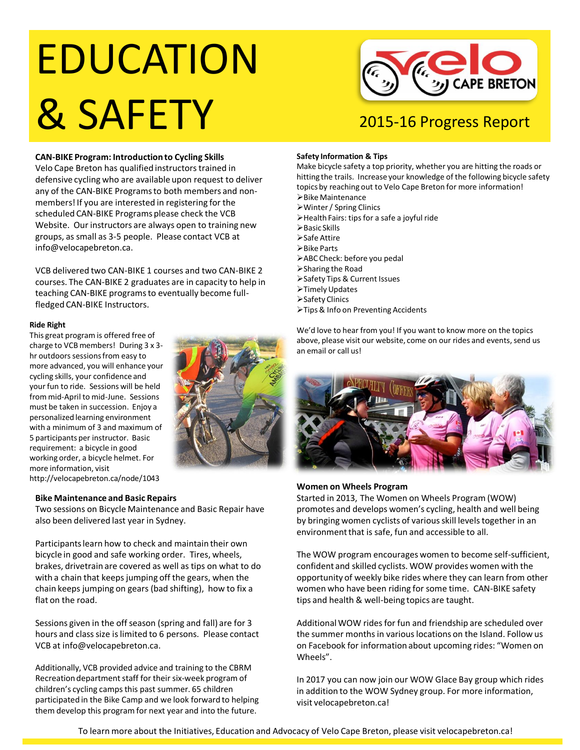# EDUCATION & SAFETY

Velo Cape Breton

2015-16 Progress Report

**CAN-BIKE Program: Introduction to Cycling Skills**
Velo Cape Breton has qualified instructors trained in defensive cycling who are available upon request to deliver any of the CAN-BIKE Programs to both members and non-members! If you are interested in registering for the scheduled CAN-BIKE Programs please check the VCB Website. Our instructors are always open to training new groups, as small as 3-5 people. Please contact VCB at info@velocapebreton.ca.

VCB delivered two CAN-BIKE 1 courses and two CAN-BIKE 2 courses. The CAN-BIKE 2 graduates are in capacity to help in teaching CAN-BIKE programs to eventually become full-fledged CAN-BIKE Instructors.

**Ride Right**
This great program is offered free of charge to VCB members! During 3 x 3-hr outdoors sessions from easy to more advanced, you will enhance your cycling skills, your confidence and your fun to ride. Sessions will be held from mid-April to mid-June. Sessions must be taken in succession. Enjoy a personalized learning environment with a minimum of 3 and maximum of 5 participants per instructor. Basic requirement: a bicycle in good working order, a bicycle helmet. For more information, visit http://velocapebreton.ca/node/1043

**Bike Maintenance and Basic Repairs**
Two sessions on Bicycle Maintenance and Basic Repair have also been delivered last year in Sydney.

Participants learn how to check and maintain their own bicycle in good and safe working order. Tires, wheels, brakes, drivetrain are covered as well as tips on what to do with a chain that keeps jumping off the gears, when the chain keeps jumping on gears (bad shifting), how to fix a flat on the road.

Sessions given in the off season (spring and fall) are for 3 hours and class size is limited to 6 persons. Please contact VCB at info@velocapebreton.ca.

Additionally, VCB provided advice and training to the CBRM Recreation department staff for their six-week program of children's cycling camps this past summer. 65 children participated in the Bike Camp and we look forward to helping them develop this program for next year and into the future.

**Safety Information & Tips**
Make bicycle safety a top priority, whether you are hitting the roads or hitting the trails. Increase your knowledge of the following bicycle safety topics by reaching out to Velo Cape Breton for more information!

- Bike Maintenance
- Winter / Spring Clinics
- Health Fairs: tips for a safe a joyful ride
- Basic Skills
- Safe Attire
- Bike Parts
- ABC Check: before you pedal
- Sharing the Road
- Safety Tips & Current Issues
- Timely Updates
- Safety Clinics
- Tips & Info on Preventing Accidents

We'd love to hear from you! If you want to know more on the topics above, please visit our website, come on our rides and events, send us an email or call us!

**Women on Wheels Program**
Started in 2013, The Women on Wheels Program (WOW) promotes and develops women's cycling, health and well being by bringing women cyclists of various skill levels together in an environment that is safe, fun and accessible to all.

The WOW program encourages women to become self-sufficient, confident and skilled cyclists. WOW provides women with the opportunity of weekly bike rides where they can learn from other women who have been riding for some time. CAN-BIKE safety tips and health & well-being topics are taught.

Additional WOW rides for fun and friendship are scheduled over the summer months in various locations on the Island. Follow us on Facebook for information about upcoming rides: "Women on Wheels".

In 2017 you can now join our WOW Glace Bay group which rides in addition to the WOW Sydney group. For more information, visit velocapebreton.ca!

To learn more about the Initiatives, Education and Advocacy of Velo Cape Breton, please visit velocapebreton.ca!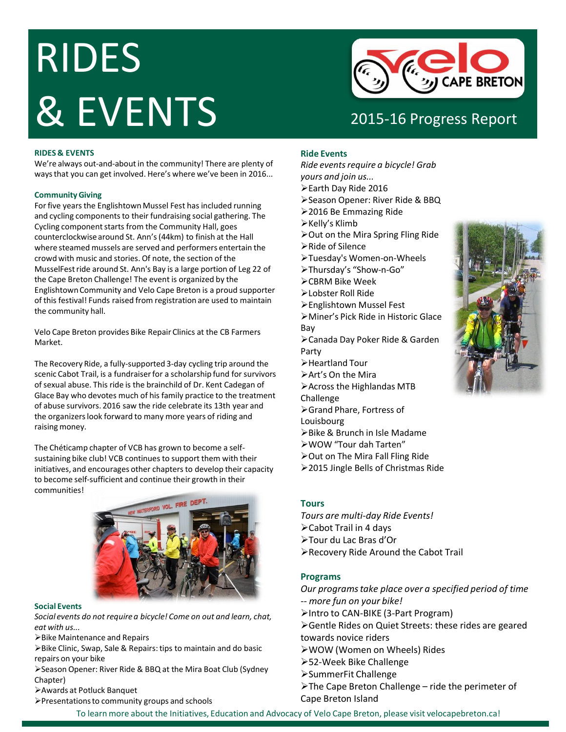# RIDES & EVENTS

2015-16 Progress Report

### RIDES & EVENTS

We're always out-and-about in the community! There are plenty of ways that you can get involved. Here's where we've been in 2016...

### Community Giving

For five years the Englishtown Mussel Fest has included running and cycling components to their fundraising social gathering. The Cycling component starts from the Community Hall, goes counterclockwise around St. Ann's (44km) to finish at the Hall where steamed mussels are served and performers entertain the crowd with music and stories. Of note, the section of the MusselFest ride around St. Ann's Bay is a large portion of Leg 22 of the Cape Breton Challenge! The event is organized by the Englishtown Community and Velo Cape Breton is a proud supporter of this festival! Funds raised from registration are used to maintain the community hall.

Velo Cape Breton provides Bike Repair Clinics at the CB Farmers Market.

The Recovery Ride, a fully-supported 3-day cycling trip around the scenic Cabot Trail, is a fundraiser for a scholarship fund for survivors of sexual abuse. This ride is the brainchild of Dr. Kent Cadegan of Glace Bay who devotes much of his family practice to the treatment of abuse survivors. 2016 saw the ride celebrate its 13th year and the organizers look forward to many more years of riding and raising money.

The Chéticamp chapter of VCB has grown to become a self-sustaining bike club! VCB continues to support them with their initiatives, and encourages other chapters to develop their capacity to become self-sufficient and continue their growth in their communities!

### Social Events

*Social events do not require a bicycle! Come on out and learn, chat, eat with us...*

- Bike Maintenance and Repairs
- Bike Clinic, Swap, Sale & Repairs: tips to maintain and do basic repairs on your bike
- Season Opener: River Ride & BBQ at the Mira Boat Club (Sydney Chapter)
- Awards at Potluck Banquet
- Presentations to community groups and schools

### Ride Events

*Ride events require a bicycle! Grab yours and join us...*

- Earth Day Ride 2016
- Season Opener: River Ride & BBQ
- 2016 Be Emmazing Ride
- Kelly's Klimb
- Out on the Mira Spring Fling Ride
- Ride of Silence
- Tuesday's Women-on-Wheels
- Thursday's "Show-n-Go"
- CBRM Bike Week
- Lobster Roll Ride
- Englishtown Mussel Fest
- Miner's Pick Ride in Historic Glace Bay
- Canada Day Poker Ride & Garden Party
- Heartland Tour
- Art's On the Mira
- Across the Highlandas MTB Challenge
- Grand Phare, Fortress of Louisbourg
- Bike & Brunch in Isle Madame
- WOW "Tour dah Tarten"
- Out on The Mira Fall Fling Ride
- 2015 Jingle Bells of Christmas Ride

### Tours

*Tours are multi-day Ride Events!*

- Cabot Trail in 4 days
- Tour du Lac Bras d'Or
- Recovery Ride Around the Cabot Trail

### Programs

*Our programs take place over a specified period of time -- more fun on your bike!*

- Intro to CAN-BIKE (3-Part Program)
- Gentle Rides on Quiet Streets: these rides are geared towards novice riders
- WOW (Women on Wheels) Rides
- 52-Week Bike Challenge
- SummerFit Challenge
- The Cape Breton Challenge – ride the perimeter of Cape Breton Island

To learn more about the Initiatives, Education and Advocacy of Velo Cape Breton, please visit velocapebreton.ca!